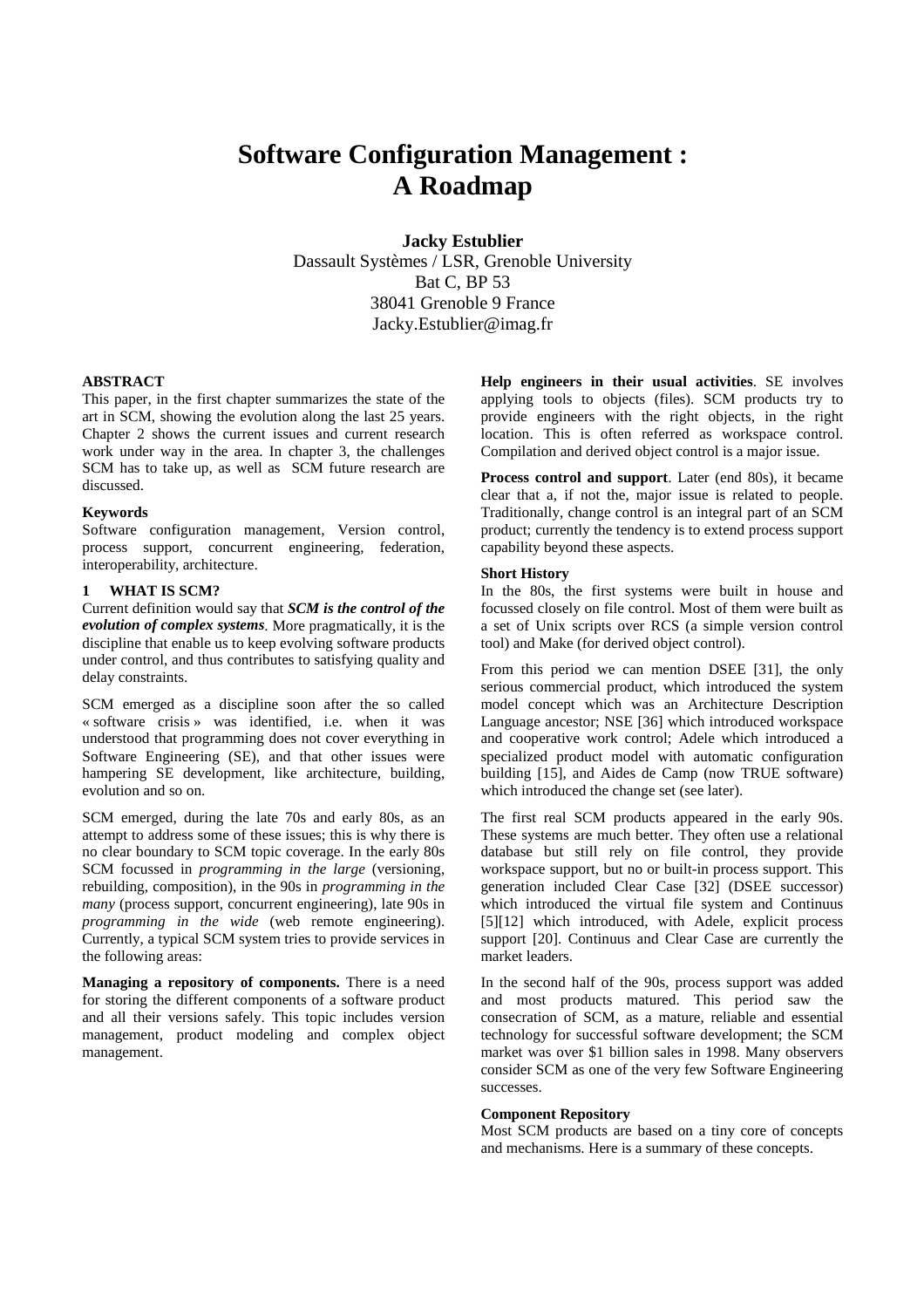# Software Configuration Management : A Roadmap

**Jacky Estublier**
Dassault Systèmes / LSR, Grenoble University
Bat C, BP 53
38041 Grenoble 9 France
Jacky.Estublier@imag.fr

### ABSTRACT

This paper, in the first chapter summarizes the state of the art in SCM, showing the evolution along the last 25 years. Chapter 2 shows the current issues and current research work under way in the area. In chapter 3, the challenges SCM has to take up, as well as SCM future research are discussed.

### Keywords

Software configuration management, Version control, process support, concurrent engineering, federation, interoperability, architecture.

## 1 WHAT IS SCM?

Current definition would say that ***SCM is the control of the evolution of complex systems***. More pragmatically, it is the discipline that enable us to keep evolving software products under control, and thus contributes to satisfying quality and delay constraints.

SCM emerged as a discipline soon after the so called « software crisis » was identified, i.e. when it was understood that programming does not cover everything in Software Engineering (SE), and that other issues were hampering SE development, like architecture, building, evolution and so on.

SCM emerged, during the late 70s and early 80s, as an attempt to address some of these issues; this is why there is no clear boundary to SCM topic coverage. In the early 80s SCM focussed in *programming in the large* (versioning, rebuilding, composition), in the 90s in *programming in the many* (process support, concurrent engineering), late 90s in *programming in the wide* (web remote engineering). Currently, a typical SCM system tries to provide services in the following areas:

**Managing a repository of components.** There is a need for storing the different components of a software product and all their versions safely. This topic includes version management, product modeling and complex object management.

**Help engineers in their usual activities**. SE involves applying tools to objects (files). SCM products try to provide engineers with the right objects, in the right location. This is often referred as workspace control. Compilation and derived object control is a major issue.

**Process control and support**. Later (end 80s), it became clear that a, if not the, major issue is related to people. Traditionally, change control is an integral part of an SCM product; currently the tendency is to extend process support capability beyond these aspects.

### Short History

In the 80s, the first systems were built in house and focussed closely on file control. Most of them were built as a set of Unix scripts over RCS (a simple version control tool) and Make (for derived object control).

From this period we can mention DSEE [31], the only serious commercial product, which introduced the system model concept which was an Architecture Description Language ancestor; NSE [36] which introduced workspace and cooperative work control; Adele which introduced a specialized product model with automatic configuration building [15], and Aides de Camp (now TRUE software) which introduced the change set (see later).

The first real SCM products appeared in the early 90s. These systems are much better. They often use a relational database but still rely on file control, they provide workspace support, but no or built-in process support. This generation included Clear Case [32] (DSEE successor) which introduced the virtual file system and Continuus [5][12] which introduced, with Adele, explicit process support [20]. Continuus and Clear Case are currently the market leaders.

In the second half of the 90s, process support was added and most products matured. This period saw the consecration of SCM, as a mature, reliable and essential technology for successful software development; the SCM market was over $1 billion sales in 1998. Many observers consider SCM as one of the very few Software Engineering successes.

### Component Repository

Most SCM products are based on a tiny core of concepts and mechanisms. Here is a summary of these concepts.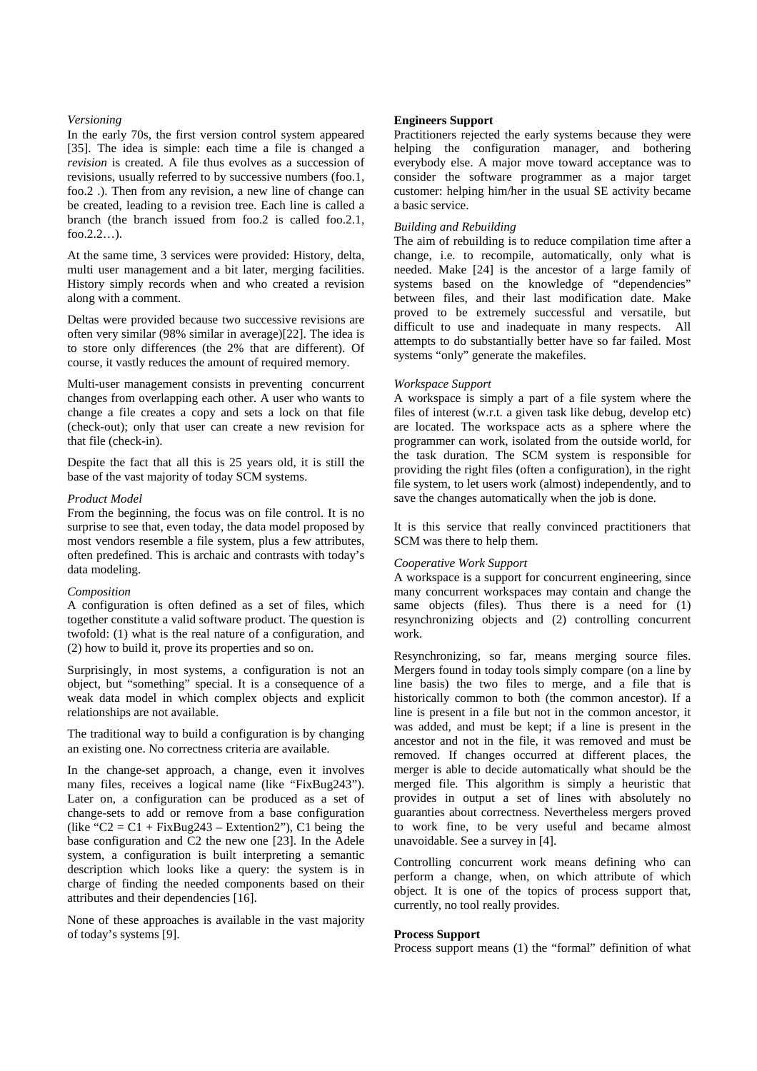*Versioning*

In the early 70s, the first version control system appeared [35]. The idea is simple: each time a file is changed a *revision* is created. A file thus evolves as a succession of revisions, usually referred to by successive numbers (foo.1, foo.2 .). Then from any revision, a new line of change can be created, leading to a revision tree. Each line is called a branch (the branch issued from foo.2 is called foo.2.1, foo.2.2…).

At the same time, 3 services were provided: History, delta, multi user management and a bit later, merging facilities. History simply records when and who created a revision along with a comment.

Deltas were provided because two successive revisions are often very similar (98% similar in average)[22]. The idea is to store only differences (the 2% that are different). Of course, it vastly reduces the amount of required memory.

Multi-user management consists in preventing concurrent changes from overlapping each other. A user who wants to change a file creates a copy and sets a lock on that file (check-out); only that user can create a new revision for that file (check-in).

Despite the fact that all this is 25 years old, it is still the base of the vast majority of today SCM systems.

*Product Model*

From the beginning, the focus was on file control. It is no surprise to see that, even today, the data model proposed by most vendors resemble a file system, plus a few attributes, often predefined. This is archaic and contrasts with today's data modeling.

*Composition*

A configuration is often defined as a set of files, which together constitute a valid software product. The question is twofold: (1) what is the real nature of a configuration, and (2) how to build it, prove its properties and so on.

Surprisingly, in most systems, a configuration is not an object, but "something" special. It is a consequence of a weak data model in which complex objects and explicit relationships are not available.

The traditional way to build a configuration is by changing an existing one. No correctness criteria are available.

In the change-set approach, a change, even it involves many files, receives a logical name (like "FixBug243"). Later on, a configuration can be produced as a set of change-sets to add or remove from a base configuration (like "C2 = C1 + FixBug243 – Extention2"), C1 being the base configuration and C2 the new one [23]. In the Adele system, a configuration is built interpreting a semantic description which looks like a query: the system is in charge of finding the needed components based on their attributes and their dependencies [16].

None of these approaches is available in the vast majority of today's systems [9].

**Engineers Support**

Practitioners rejected the early systems because they were helping the configuration manager, and bothering everybody else. A major move toward acceptance was to consider the software programmer as a major target customer: helping him/her in the usual SE activity became a basic service.

*Building and Rebuilding*

The aim of rebuilding is to reduce compilation time after a change, i.e. to recompile, automatically, only what is needed. Make [24] is the ancestor of a large family of systems based on the knowledge of "dependencies" between files, and their last modification date. Make proved to be extremely successful and versatile, but difficult to use and inadequate in many respects. All attempts to do substantially better have so far failed. Most systems "only" generate the makefiles.

*Workspace Support*

A workspace is simply a part of a file system where the files of interest (w.r.t. a given task like debug, develop etc) are located. The workspace acts as a sphere where the programmer can work, isolated from the outside world, for the task duration. The SCM system is responsible for providing the right files (often a configuration), in the right file system, to let users work (almost) independently, and to save the changes automatically when the job is done.

It is this service that really convinced practitioners that SCM was there to help them.

*Cooperative Work Support*

A workspace is a support for concurrent engineering, since many concurrent workspaces may contain and change the same objects (files). Thus there is a need for (1) resynchronizing objects and (2) controlling concurrent work.

Resynchronizing, so far, means merging source files. Mergers found in today tools simply compare (on a line by line basis) the two files to merge, and a file that is historically common to both (the common ancestor). If a line is present in a file but not in the common ancestor, it was added, and must be kept; if a line is present in the ancestor and not in the file, it was removed and must be removed. If changes occurred at different places, the merger is able to decide automatically what should be the merged file. This algorithm is simply a heuristic that provides in output a set of lines with absolutely no guaranties about correctness. Nevertheless mergers proved to work fine, to be very useful and became almost unavoidable. See a survey in [4].

Controlling concurrent work means defining who can perform a change, when, on which attribute of which object. It is one of the topics of process support that, currently, no tool really provides.

**Process Support**

Process support means (1) the "formal" definition of what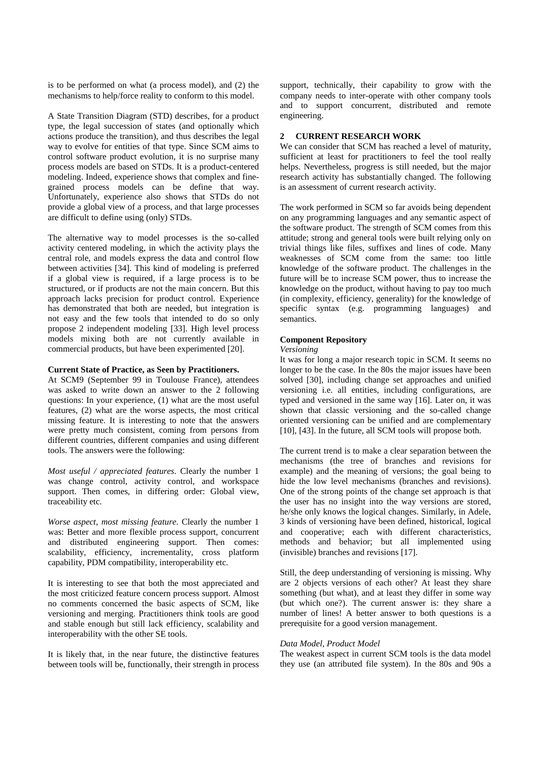is to be performed on what (a process model), and (2) the mechanisms to help/force reality to conform to this model.

A State Transition Diagram (STD) describes, for a product type, the legal succession of states (and optionally which actions produce the transition), and thus describes the legal way to evolve for entities of that type. Since SCM aims to control software product evolution, it is no surprise many process models are based on STDs. It is a product-centered modeling. Indeed, experience shows that complex and fine-grained process models can be define that way. Unfortunately, experience also shows that STDs do not provide a global view of a process, and that large processes are difficult to define using (only) STDs.

The alternative way to model processes is the so-called activity centered modeling, in which the activity plays the central role, and models express the data and control flow between activities [34]. This kind of modeling is preferred if a global view is required, if a large process is to be structured, or if products are not the main concern. But this approach lacks precision for product control. Experience has demonstrated that both are needed, but integration is not easy and the few tools that intended to do so only propose 2 independent modeling [33]. High level process models mixing both are not currently available in commercial products, but have been experimented [20].

**Current State of Practice, as Seen by Practitioners.**

At SCM9 (September 99 in Toulouse France), attendees was asked to write down an answer to the 2 following questions: In your experience, (1) what are the most useful features, (2) what are the worse aspects, the most critical missing feature. It is interesting to note that the answers were pretty much consistent, coming from persons from different countries, different companies and using different tools. The answers were the following:

*Most useful / appreciated features*. Clearly the number 1 was change control, activity control, and workspace support. Then comes, in differing order: Global view, traceability etc.

*Worse aspect, most missing feature*. Clearly the number 1 was: Better and more flexible process support, concurrent and distributed engineering support. Then comes: scalability, efficiency, incrementality, cross platform capability, PDM compatibility, interoperability etc.

It is interesting to see that both the most appreciated and the most criticized feature concern process support. Almost no comments concerned the basic aspects of SCM, like versioning and merging. Practitioners think tools are good and stable enough but still lack efficiency, scalability and interoperability with the other SE tools.

It is likely that, in the near future, the distinctive features between tools will be, functionally, their strength in process support, technically, their capability to grow with the company needs to inter-operate with other company tools and to support concurrent, distributed and remote engineering.

## 2 CURRENT RESEARCH WORK

We can consider that SCM has reached a level of maturity, sufficient at least for practitioners to feel the tool really helps. Nevertheless, progress is still needed, but the major research activity has substantially changed. The following is an assessment of current research activity.

The work performed in SCM so far avoids being dependent on any programming languages and any semantic aspect of the software product. The strength of SCM comes from this attitude; strong and general tools were built relying only on trivial things like files, suffixes and lines of code. Many weaknesses of SCM come from the same: too little knowledge of the software product. The challenges in the future will be to increase SCM power, thus to increase the knowledge on the product, without having to pay too much (in complexity, efficiency, generality) for the knowledge of specific syntax (e.g. programming languages) and semantics.

**Component Repository**

*Versioning*

It was for long a major research topic in SCM. It seems no longer to be the case. In the 80s the major issues have been solved [30], including change set approaches and unified versioning i.e. all entities, including configurations, are typed and versioned in the same way [16]. Later on, it was shown that classic versioning and the so-called change oriented versioning can be unified and are complementary [10], [43]. In the future, all SCM tools will propose both.

The current trend is to make a clear separation between the mechanisms (the tree of branches and revisions for example) and the meaning of versions; the goal being to hide the low level mechanisms (branches and revisions). One of the strong points of the change set approach is that the user has no insight into the way versions are stored, he/she only knows the logical changes. Similarly, in Adele, 3 kinds of versioning have been defined, historical, logical and cooperative; each with different characteristics, methods and behavior; but all implemented using (invisible) branches and revisions [17].

Still, the deep understanding of versioning is missing. Why are 2 objects versions of each other? At least they share something (but what), and at least they differ in some way (but which one?). The current answer is: they share a number of lines! A better answer to both questions is a prerequisite for a good version management.

*Data Model, Product Model*

The weakest aspect in current SCM tools is the data model they use (an attributed file system). In the 80s and 90s a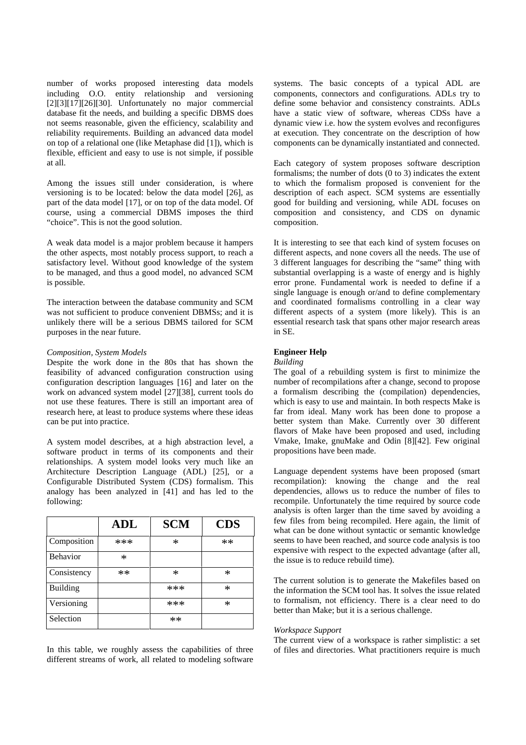number of works proposed interesting data models including O.O. entity relationship and versioning [2][3][17][26][30]. Unfortunately no major commercial database fit the needs, and building a specific DBMS does not seems reasonable, given the efficiency, scalability and reliability requirements. Building an advanced data model on top of a relational one (like Metaphase did [1]), which is flexible, efficient and easy to use is not simple, if possible at all.

Among the issues still under consideration, is where versioning is to be located: below the data model [26], as part of the data model [17], or on top of the data model. Of course, using a commercial DBMS imposes the third "choice". This is not the good solution.

A weak data model is a major problem because it hampers the other aspects, most notably process support, to reach a satisfactory level. Without good knowledge of the system to be managed, and thus a good model, no advanced SCM is possible.

The interaction between the database community and SCM was not sufficient to produce convenient DBMSs; and it is unlikely there will be a serious DBMS tailored for SCM purposes in the near future.

*Composition, System Models*

Despite the work done in the 80s that has shown the feasibility of advanced configuration construction using configuration description languages [16] and later on the work on advanced system model [27][38], current tools do not use these features. There is still an important area of research here, at least to produce systems where these ideas can be put into practice.

A system model describes, at a high abstraction level, a software product in terms of its components and their relationships. A system model looks very much like an Architecture Description Language (ADL) [25], or a Configurable Distributed System (CDS) formalism. This analogy has been analyzed in [41] and has led to the following:

| | ADL | SCM | CDS |
|---|---|---|---|
| Composition | *** | * | ** |
| Behavior | * | | |
| Consistency | ** | * | * |
| Building | | *** | * |
| Versioning | | *** | * |
| Selection | | ** | |

In this table, we roughly assess the capabilities of three different streams of work, all related to modeling software systems. The basic concepts of a typical ADL are components, connectors and configurations. ADLs try to define some behavior and consistency constraints. ADLs have a static view of software, whereas CDSs have a dynamic view i.e. how the system evolves and reconfigures at execution. They concentrate on the description of how components can be dynamically instantiated and connected.

Each category of system proposes software description formalisms; the number of dots (0 to 3) indicates the extent to which the formalism proposed is convenient for the description of each aspect. SCM systems are essentially good for building and versioning, while ADL focuses on composition and consistency, and CDS on dynamic composition.

It is interesting to see that each kind of system focuses on different aspects, and none covers all the needs. The use of 3 different languages for describing the "same" thing with substantial overlapping is a waste of energy and is highly error prone. Fundamental work is needed to define if a single language is enough or/and to define complementary and coordinated formalisms controlling in a clear way different aspects of a system (more likely). This is an essential research task that spans other major research areas in SE.

**Engineer Help**

*Building*

The goal of a rebuilding system is first to minimize the number of recompilations after a change, second to propose a formalism describing the (compilation) dependencies, which is easy to use and maintain. In both respects Make is far from ideal. Many work has been done to propose a better system than Make. Currently over 30 different flavors of Make have been proposed and used, including Vmake, Imake, gnuMake and Odin [8][42]. Few original propositions have been made.

Language dependent systems have been proposed (smart recompilation): knowing the change and the real dependencies, allows us to reduce the number of files to recompile. Unfortunately the time required by source code analysis is often larger than the time saved by avoiding a few files from being recompiled. Here again, the limit of what can be done without syntactic or semantic knowledge seems to have been reached, and source code analysis is too expensive with respect to the expected advantage (after all, the issue is to reduce rebuild time).

The current solution is to generate the Makefiles based on the information the SCM tool has. It solves the issue related to formalism, not efficiency. There is a clear need to do better than Make; but it is a serious challenge.

*Workspace Support*

The current view of a workspace is rather simplistic: a set of files and directories. What practitioners require is much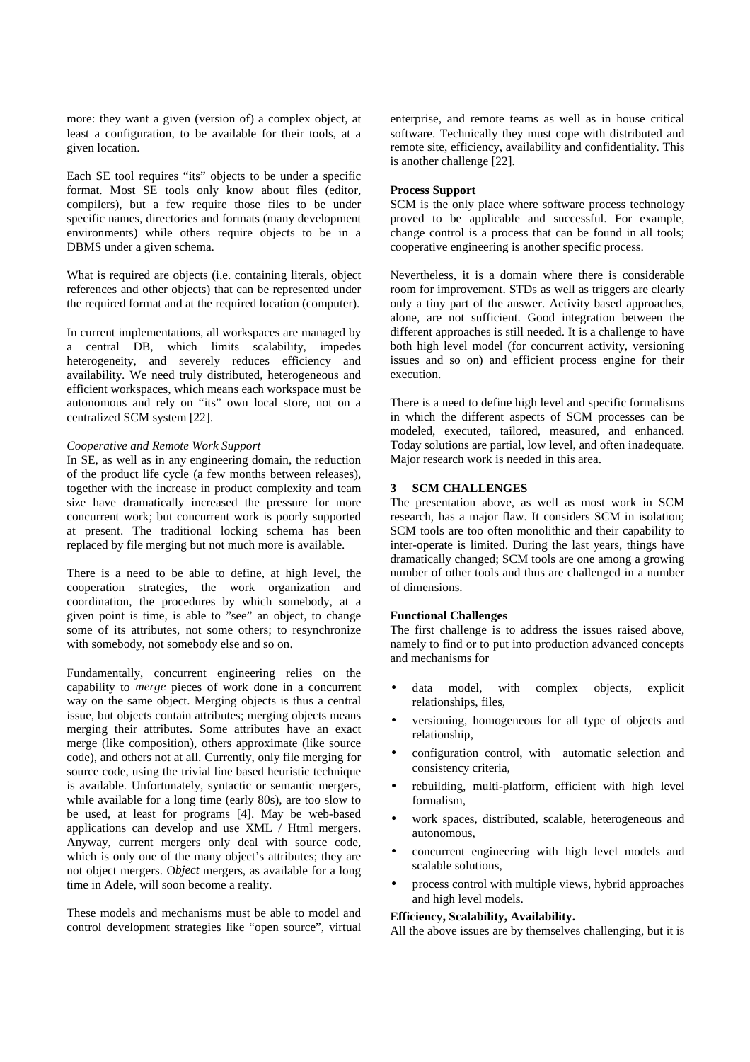more: they want a given (version of) a complex object, at least a configuration, to be available for their tools, at a given location.

Each SE tool requires "its" objects to be under a specific format. Most SE tools only know about files (editor, compilers), but a few require those files to be under specific names, directories and formats (many development environments) while others require objects to be in a DBMS under a given schema.

What is required are objects (i.e. containing literals, object references and other objects) that can be represented under the required format and at the required location (computer).

In current implementations, all workspaces are managed by a central DB, which limits scalability, impedes heterogeneity, and severely reduces efficiency and availability. We need truly distributed, heterogeneous and efficient workspaces, which means each workspace must be autonomous and rely on "its" own local store, not on a centralized SCM system [22].

*Cooperative and Remote Work Support*

In SE, as well as in any engineering domain, the reduction of the product life cycle (a few months between releases), together with the increase in product complexity and team size have dramatically increased the pressure for more concurrent work; but concurrent work is poorly supported at present. The traditional locking schema has been replaced by file merging but not much more is available.

There is a need to be able to define, at high level, the cooperation strategies, the work organization and coordination, the procedures by which somebody, at a given point is time, is able to "see" an object, to change some of its attributes, not some others; to resynchronize with somebody, not somebody else and so on.

Fundamentally, concurrent engineering relies on the capability to *merge* pieces of work done in a concurrent way on the same object. Merging objects is thus a central issue, but objects contain attributes; merging objects means merging their attributes. Some attributes have an exact merge (like composition), others approximate (like source code), and others not at all. Currently, only file merging for source code, using the trivial line based heuristic technique is available. Unfortunately, syntactic or semantic mergers, while available for a long time (early 80s), are too slow to be used, at least for programs [4]. May be web-based applications can develop and use XML / Html mergers. Anyway, current mergers only deal with source code, which is only one of the many object's attributes; they are not object mergers. O*bject* mergers, as available for a long time in Adele, will soon become a reality.

These models and mechanisms must be able to model and control development strategies like "open source", virtual enterprise, and remote teams as well as in house critical software. Technically they must cope with distributed and remote site, efficiency, availability and confidentiality. This is another challenge [22].

**Process Support**

SCM is the only place where software process technology proved to be applicable and successful. For example, change control is a process that can be found in all tools; cooperative engineering is another specific process.

Nevertheless, it is a domain where there is considerable room for improvement. STDs as well as triggers are clearly only a tiny part of the answer. Activity based approaches, alone, are not sufficient. Good integration between the different approaches is still needed. It is a challenge to have both high level model (for concurrent activity, versioning issues and so on) and efficient process engine for their execution.

There is a need to define high level and specific formalisms in which the different aspects of SCM processes can be modeled, executed, tailored, measured, and enhanced. Today solutions are partial, low level, and often inadequate. Major research work is needed in this area.

## 3 SCM CHALLENGES

The presentation above, as well as most work in SCM research, has a major flaw. It considers SCM in isolation; SCM tools are too often monolithic and their capability to inter-operate is limited. During the last years, things have dramatically changed; SCM tools are one among a growing number of other tools and thus are challenged in a number of dimensions.

**Functional Challenges**

The first challenge is to address the issues raised above, namely to find or to put into production advanced concepts and mechanisms for

- data model, with complex objects, explicit relationships, files,
- versioning, homogeneous for all type of objects and relationship,
- configuration control, with automatic selection and consistency criteria,
- rebuilding, multi-platform, efficient with high level formalism,
- work spaces, distributed, scalable, heterogeneous and autonomous,
- concurrent engineering with high level models and scalable solutions,
- process control with multiple views, hybrid approaches and high level models.

**Efficiency, Scalability, Availability.**

All the above issues are by themselves challenging, but it is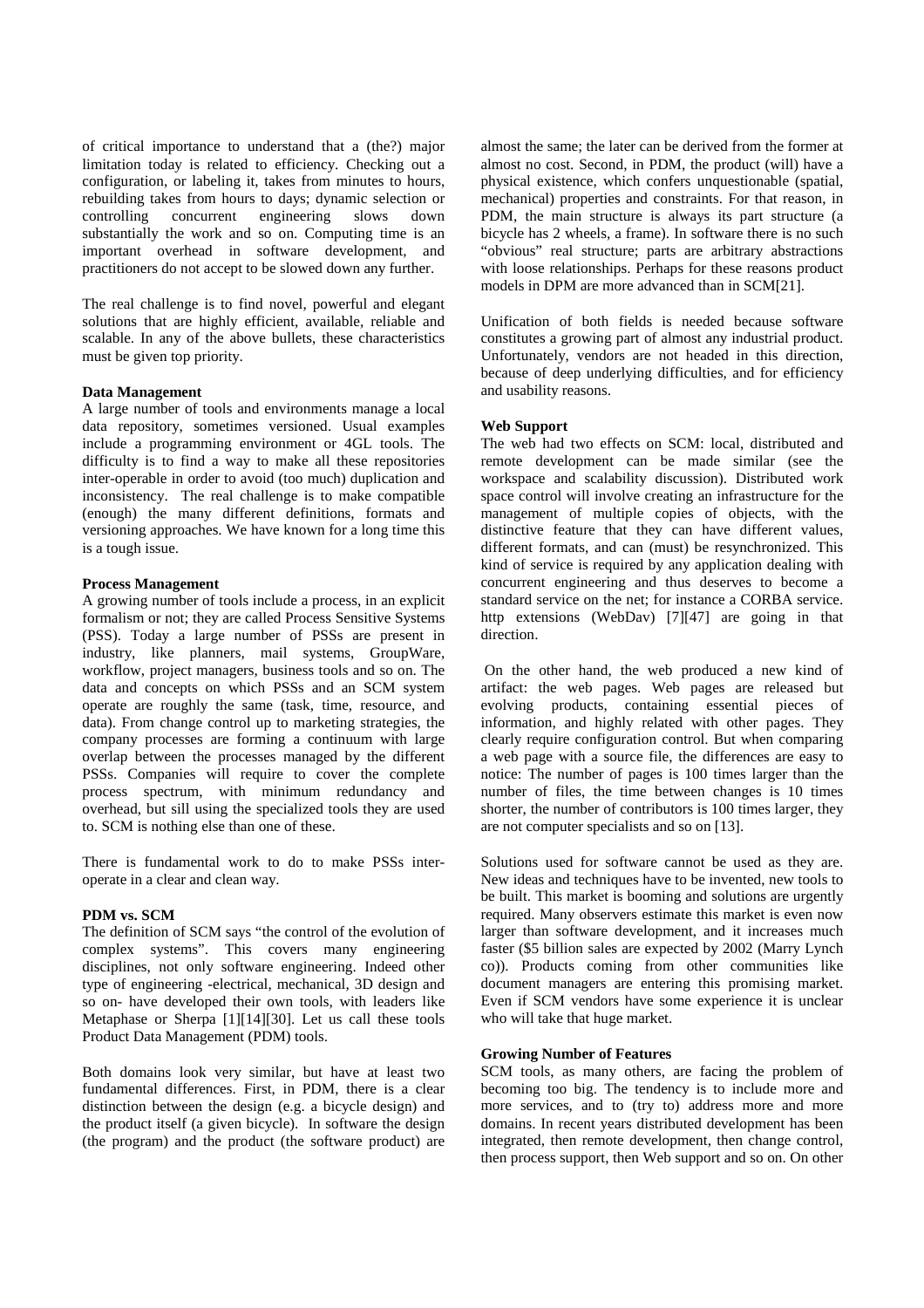of critical importance to understand that a (the?) major limitation today is related to efficiency. Checking out a configuration, or labeling it, takes from minutes to hours, rebuilding takes from hours to days; dynamic selection or controlling concurrent engineering slows down substantially the work and so on. Computing time is an important overhead in software development, and practitioners do not accept to be slowed down any further.

The real challenge is to find novel, powerful and elegant solutions that are highly efficient, available, reliable and scalable. In any of the above bullets, these characteristics must be given top priority.

**Data Management**

A large number of tools and environments manage a local data repository, sometimes versioned. Usual examples include a programming environment or 4GL tools. The difficulty is to find a way to make all these repositories inter-operable in order to avoid (too much) duplication and inconsistency. The real challenge is to make compatible (enough) the many different definitions, formats and versioning approaches. We have known for a long time this is a tough issue.

**Process Management**

A growing number of tools include a process, in an explicit formalism or not; they are called Process Sensitive Systems (PSS). Today a large number of PSSs are present in industry, like planners, mail systems, GroupWare, workflow, project managers, business tools and so on. The data and concepts on which PSSs and an SCM system operate are roughly the same (task, time, resource, and data). From change control up to marketing strategies, the company processes are forming a continuum with large overlap between the processes managed by the different PSSs. Companies will require to cover the complete process spectrum, with minimum redundancy and overhead, but sill using the specialized tools they are used to. SCM is nothing else than one of these.

There is fundamental work to do to make PSSs inter-operate in a clear and clean way.

**PDM vs. SCM**

The definition of SCM says "the control of the evolution of complex systems". This covers many engineering disciplines, not only software engineering. Indeed other type of engineering -electrical, mechanical, 3D design and so on- have developed their own tools, with leaders like Metaphase or Sherpa [1][14][30]. Let us call these tools Product Data Management (PDM) tools.

Both domains look very similar, but have at least two fundamental differences. First, in PDM, there is a clear distinction between the design (e.g. a bicycle design) and the product itself (a given bicycle). In software the design (the program) and the product (the software product) are almost the same; the later can be derived from the former at almost no cost. Second, in PDM, the product (will) have a physical existence, which confers unquestionable (spatial, mechanical) properties and constraints. For that reason, in PDM, the main structure is always its part structure (a bicycle has 2 wheels, a frame). In software there is no such "obvious" real structure; parts are arbitrary abstractions with loose relationships. Perhaps for these reasons product models in DPM are more advanced than in SCM[21].

Unification of both fields is needed because software constitutes a growing part of almost any industrial product. Unfortunately, vendors are not headed in this direction, because of deep underlying difficulties, and for efficiency and usability reasons.

**Web Support**

The web had two effects on SCM: local, distributed and remote development can be made similar (see the workspace and scalability discussion). Distributed work space control will involve creating an infrastructure for the management of multiple copies of objects, with the distinctive feature that they can have different values, different formats, and can (must) be resynchronized. This kind of service is required by any application dealing with concurrent engineering and thus deserves to become a standard service on the net; for instance a CORBA service. http extensions (WebDav) [7][47] are going in that direction.

On the other hand, the web produced a new kind of artifact: the web pages. Web pages are released but evolving products, containing essential pieces of information, and highly related with other pages. They clearly require configuration control. But when comparing a web page with a source file, the differences are easy to notice: The number of pages is 100 times larger than the number of files, the time between changes is 10 times shorter, the number of contributors is 100 times larger, they are not computer specialists and so on [13].

Solutions used for software cannot be used as they are. New ideas and techniques have to be invented, new tools to be built. This market is booming and solutions are urgently required. Many observers estimate this market is even now larger than software development, and it increases much faster ($5 billion sales are expected by 2002 (Marry Lynch co)). Products coming from other communities like document managers are entering this promising market. Even if SCM vendors have some experience it is unclear who will take that huge market.

**Growing Number of Features**

SCM tools, as many others, are facing the problem of becoming too big. The tendency is to include more and more services, and to (try to) address more and more domains. In recent years distributed development has been integrated, then remote development, then change control, then process support, then Web support and so on. On other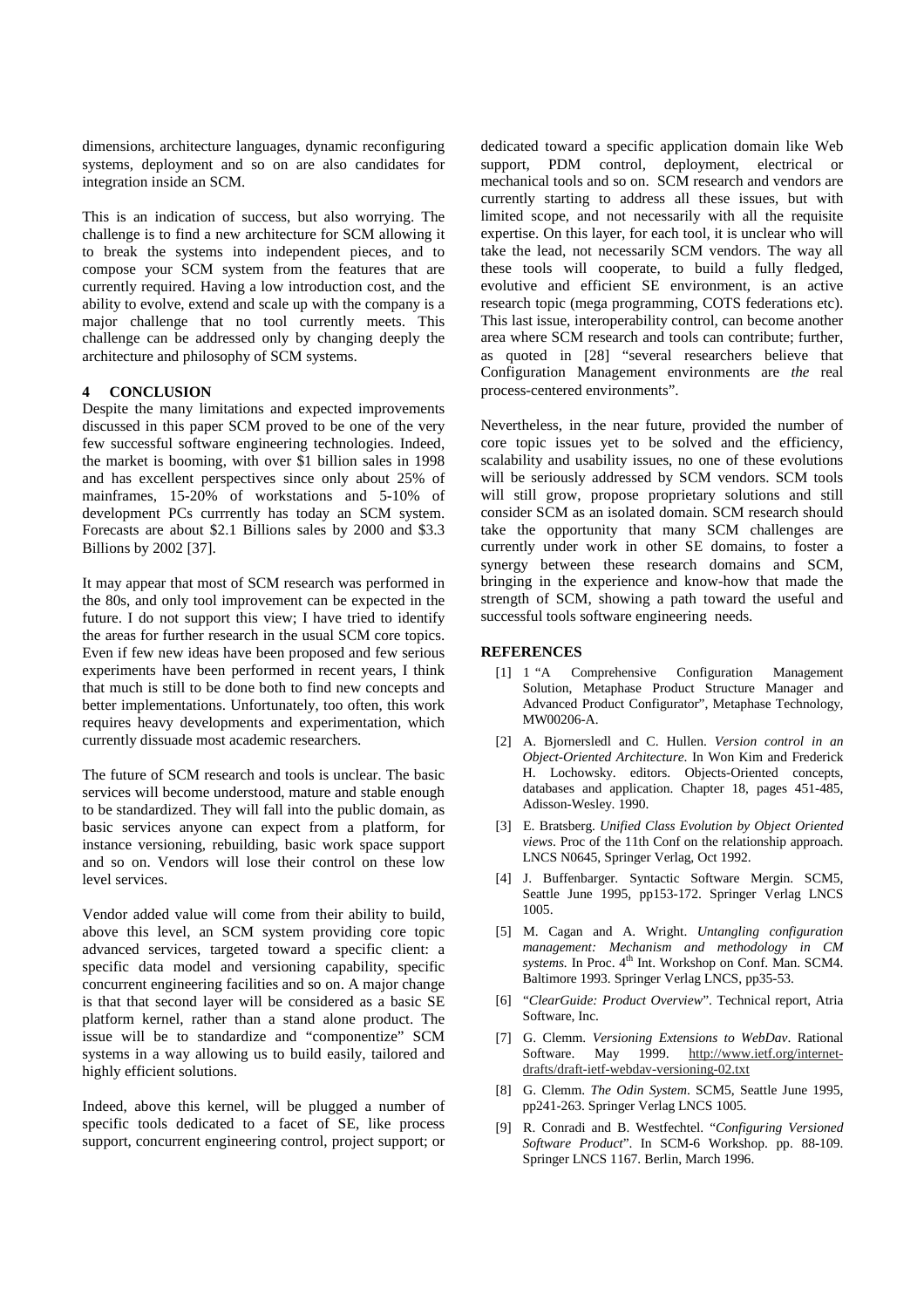dimensions, architecture languages, dynamic reconfiguring systems, deployment and so on are also candidates for integration inside an SCM.

This is an indication of success, but also worrying. The challenge is to find a new architecture for SCM allowing it to break the systems into independent pieces, and to compose your SCM system from the features that are currently required. Having a low introduction cost, and the ability to evolve, extend and scale up with the company is a major challenge that no tool currently meets. This challenge can be addressed only by changing deeply the architecture and philosophy of SCM systems.

## 4 CONCLUSION

Despite the many limitations and expected improvements discussed in this paper SCM proved to be one of the very few successful software engineering technologies. Indeed, the market is booming, with over $1 billion sales in 1998 and has excellent perspectives since only about 25% of mainframes, 15-20% of workstations and 5-10% of development PCs currrently has today an SCM system. Forecasts are about $2.1 Billions sales by 2000 and $3.3 Billions by 2002 [37].

It may appear that most of SCM research was performed in the 80s, and only tool improvement can be expected in the future. I do not support this view; I have tried to identify the areas for further research in the usual SCM core topics. Even if few new ideas have been proposed and few serious experiments have been performed in recent years, I think that much is still to be done both to find new concepts and better implementations. Unfortunately, too often, this work requires heavy developments and experimentation, which currently dissuade most academic researchers.

The future of SCM research and tools is unclear. The basic services will become understood, mature and stable enough to be standardized. They will fall into the public domain, as basic services anyone can expect from a platform, for instance versioning, rebuilding, basic work space support and so on. Vendors will lose their control on these low level services.

Vendor added value will come from their ability to build, above this level, an SCM system providing core topic advanced services, targeted toward a specific client: a specific data model and versioning capability, specific concurrent engineering facilities and so on. A major change is that that second layer will be considered as a basic SE platform kernel, rather than a stand alone product. The issue will be to standardize and "componentize" SCM systems in a way allowing us to build easily, tailored and highly efficient solutions.

Indeed, above this kernel, will be plugged a number of specific tools dedicated to a facet of SE, like process support, concurrent engineering control, project support; or dedicated toward a specific application domain like Web support, PDM control, deployment, electrical or mechanical tools and so on. SCM research and vendors are currently starting to address all these issues, but with limited scope, and not necessarily with all the requisite expertise. On this layer, for each tool, it is unclear who will take the lead, not necessarily SCM vendors. The way all these tools will cooperate, to build a fully fledged, evolutive and efficient SE environment, is an active research topic (mega programming, COTS federations etc). This last issue, interoperability control, can become another area where SCM research and tools can contribute; further, as quoted in [28] "several researchers believe that Configuration Management environments are *the* real process-centered environments".

Nevertheless, in the near future, provided the number of core topic issues yet to be solved and the efficiency, scalability and usability issues, no one of these evolutions will be seriously addressed by SCM vendors. SCM tools will still grow, propose proprietary solutions and still consider SCM as an isolated domain. SCM research should take the opportunity that many SCM challenges are currently under work in other SE domains, to foster a synergy between these research domains and SCM, bringing in the experience and know-how that made the strength of SCM, showing a path toward the useful and successful tools software engineering needs.

## REFERENCES

[1] 1 "A Comprehensive Configuration Management Solution, Metaphase Product Structure Manager and Advanced Product Configurator", Metaphase Technology, MW00206-A.

[2] A. Bjornersledl and C. Hullen. *Version control in an Object-Oriented Architecture.* In Won Kim and Frederick H. Lochowsky. editors. Objects-Oriented concepts, databases and application. Chapter 18, pages 451-485, Adisson-Wesley. 1990.

[3] E. Bratsberg. *Unified Class Evolution by Object Oriented views*. Proc of the 11th Conf on the relationship approach. LNCS N0645, Springer Verlag, Oct 1992.

[4] J. Buffenbarger. Syntactic Software Mergin. SCM5, Seattle June 1995, pp153-172. Springer Verlag LNCS 1005.

[5] M. Cagan and A. Wright. *Untangling configuration management: Mechanism and methodology in CM systems.* In Proc. 4th Int. Workshop on Conf. Man. SCM4. Baltimore 1993. Springer Verlag LNCS, pp35-53.

[6] "*ClearGuide: Product Overview*". Technical report, Atria Software, Inc.

[7] G. Clemm. *Versioning Extensions to WebDav*. Rational Software. May 1999. http://www.ietf.org/internet-drafts/draft-ietf-webdav-versioning-02.txt

[8] G. Clemm. *The Odin System*. SCM5, Seattle June 1995, pp241-263. Springer Verlag LNCS 1005.

[9] R. Conradi and B. Westfechtel. "*Configuring Versioned Software Product*". In SCM-6 Workshop. pp. 88-109. Springer LNCS 1167. Berlin, March 1996.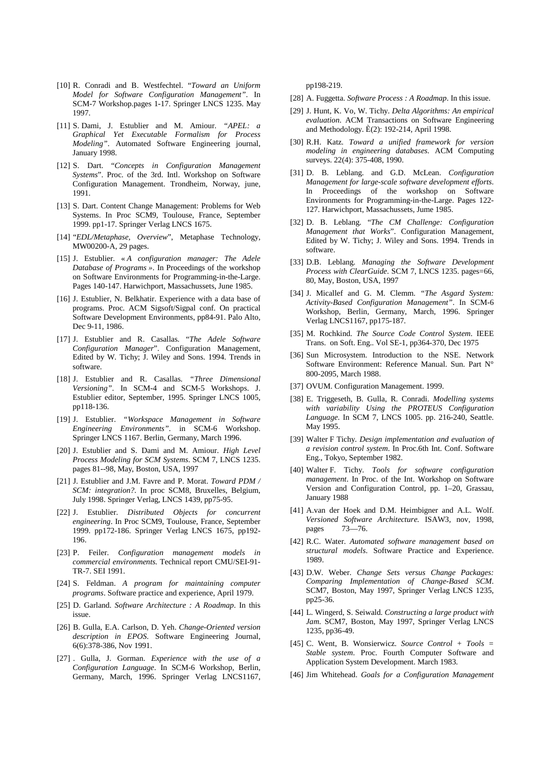[10] R. Conradi and B. Westfechtel. "*Toward an Uniform Model for Software Configuration Management*". In SCM-7 Workshop.pages 1-17. Springer LNCS 1235. May 1997.

[11] S. Dami, J. Estublier and M. Amiour. "*APEL: a Graphical Yet Executable Formalism for Process Modeling*". Automated Software Engineering journal, January 1998.

[12] S. Dart. "*Concepts in Configuration Management Systems*". Proc. of the 3rd. Intl. Workshop on Software Configuration Management. Trondheim, Norway, june, 1991.

[13] S. Dart. Content Change Management: Problems for Web Systems. In Proc SCM9, Toulouse, France, September 1999. pp1-17. Springer Verlag LNCS 1675.

[14] "*EDL/Metaphase, Overview*", Metaphase Technology, MW00200-A, 29 pages.

[15] J. Estublier. « *A configuration manager: The Adele Database of Programs* ». In Proceedings of the workshop on Software Environments for Programming-in-the-Large. Pages 140-147. Harwichport, Massachussets, June 1985.

[16] J. Estublier, N. Belkhatir. Experience with a data base of programs. Proc. ACM Sigsoft/Sigpal conf. On practical Software Development Environments, pp84-91. Palo Alto, Dec 9-11, 1986.

[17] J. Estublier and R. Casallas. "*The Adele Software Configuration Manager*". Configuration Management, Edited by W. Tichy; J. Wiley and Sons. 1994. Trends in software.

[18] J. Estublier and R. Casallas. *"Three Dimensional Versioning"*. In SCM-4 and SCM-5 Workshops. J. Estublier editor, September, 1995. Springer LNCS 1005, pp118-136.

[19] J. Estublier. *"Workspace Management in Software Engineering Environments"*. in SCM-6 Workshop. Springer LNCS 1167. Berlin, Germany, March 1996.

[20] J. Estublier and S. Dami and M. Amiour. *High Level Process Modeling for SCM Systems*. SCM 7, LNCS 1235. pages 81--98, May, Boston, USA, 1997

[21] J. Estublier and J.M. Favre and P. Morat. *Toward PDM / SCM: integration?*. In proc SCM8, Bruxelles, Belgium, July 1998. Springer Verlag, LNCS 1439, pp75-95.

[22] J. Estublier. *Distributed Objects for concurrent engineering*. In Proc SCM9, Toulouse, France, September 1999. pp172-186. Springer Verlag LNCS 1675, pp192-196.

[23] P. Feiler. *Configuration management models in commercial environments.* Technical report CMU/SEI-91-TR-7. SEI 1991.

[24] S. Feldman. *A program for maintaining computer programs*. Software practice and experience, April 1979.

[25] D. Garland. *Software Architecture : A Roadmap*. In this issue.

[26] B. Gulla, E.A. Carlson, D. Yeh. *Change-Oriented version description in EPOS*. Software Engineering Journal, 6(6):378-386, Nov 1991.

[27] . Gulla, J. Gorman. *Experience with the use of a Configuration Language*. In SCM-6 Workshop, Berlin, Germany, March, 1996. Springer Verlag LNCS1167, pp198-219.

[28] A. Fuggetta. *Software Process : A Roadmap*. In this issue.

[29] J. Hunt, K. Vo, W. Tichy. *Delta Algorithms: An empirical evaluation*. ACM Transactions on Software Engineering and Methodology. È(2): 192-214, April 1998.

[30] R.H. Katz. *Toward a unified framework for version modeling in engineering databases.* ACM Computing surveys. 22(4): 375-408, 1990.

[31] D. B. Leblang. and G.D. McLean. *Configuration Management for large-scale software development efforts.* In Proceedings of the workshop on Software Environments for Programming-in-the-Large. Pages 122-127. Harwichport, Massachussets, Jume 1985.

[32] D. B. Leblang. "*The CM Challenge: Configuration Management that Works*". Configuration Management, Edited by W. Tichy; J. Wiley and Sons. 1994. Trends in software.

[33] D.B. Leblang. *Managing the Software Development Process with ClearGuide*. SCM 7, LNCS 1235. pages=66, 80, May, Boston, USA, 1997

[34] J. Micallef and G. M. Clemm. "*The Asgard System: Activity-Based Configuration Management"*. In SCM-6 Workshop, Berlin, Germany, March, 1996. Springer Verlag LNCS1167, pp175-187.

[35] M. Rochkind. *The Source Code Control System*. IEEE Trans. on Soft. Eng.. Vol SE-1, pp364-370, Dec 1975

[36] Sun Microsystem. Introduction to the NSE. Network Software Environment: Reference Manual. Sun. Part N° 800-2095, March 1988.

[37] OVUM. Configuration Management. 1999.

[38] E. Triggeseth, B. Gulla, R. Conradi. *Modelling systems with variability Using the PROTEUS Configuration Language*. In SCM 7, LNCS 1005. pp. 216-240, Seattle. May 1995.

[39] Walter F Tichy. *Design implementation and evaluation of a revision control system*. In Proc.6th Int. Conf. Software Eng., Tokyo, September 1982.

[40] Walter F. Tichy. *Tools for software configuration management*. In Proc. of the Int. Workshop on Software Version and Configuration Control, pp. 1–20, Grassau, January 1988

[41] A.van der Hoek and D.M. Heimbigner and A.L. Wolf. *Versioned Software Architecture.* ISAW3, nov, 1998, pages 73—76.

[42] R.C. Water. *Automated software management based on structural models*. Software Practice and Experience. 1989.

[43] D.W. Weber. *Change Sets versus Change Packages: Comparing Implementation of Change-Based SCM*. SCM7, Boston, May 1997, Springer Verlag LNCS 1235, pp25-36.

[44] L. Wingerd, S. Seiwald. *Constructing a large product with Jam*. SCM7, Boston, May 1997, Springer Verlag LNCS 1235, pp36-49.

[45] C. Went, B. Wonsierwicz. *Source Control + Tools = Stable system*. Proc. Fourth Computer Software and Application System Development. March 1983.

[46] Jim Whitehead. *Goals for a Configuration Management*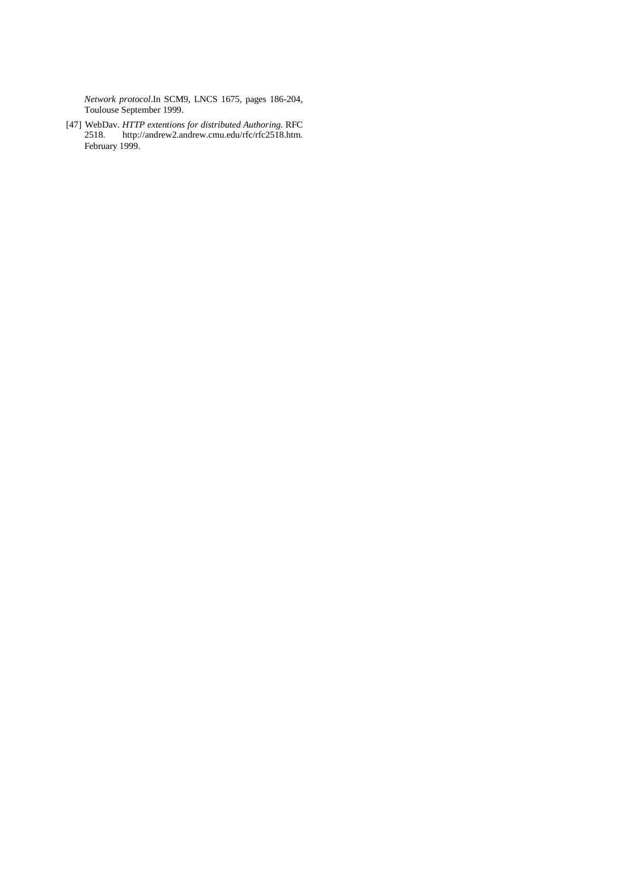*Network protocol*.In SCM9, LNCS 1675, pages 186-204, Toulouse September 1999.

[47] WebDav. *HTTP extentions for distributed Authoring.* RFC 2518. http://andrew2.andrew.cmu.edu/rfc/rfc2518.htm. February 1999.